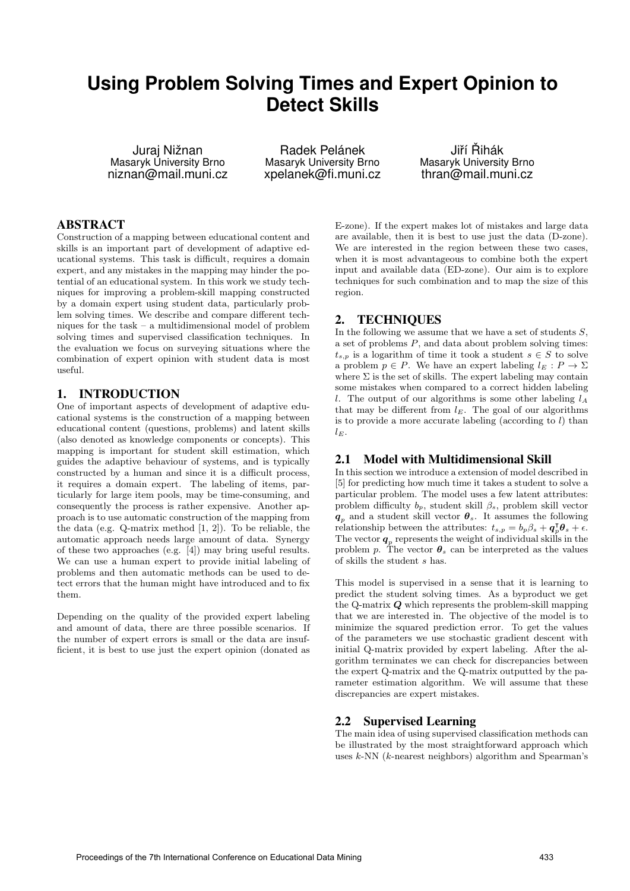# Using Problem Solving Times and Expert Opinion to Detect Skills

Juraj Nižnan
Masaryk University Brno
niznan@mail.muni.cz

Radek Pelánek
Masaryk University Brno
xpelanek@fi.muni.cz

Jiří Řihák
Masaryk University Brno
thran@mail.muni.cz

## ABSTRACT

Construction of a mapping between educational content and skills is an important part of development of adaptive educational systems. This task is difficult, requires a domain expert, and any mistakes in the mapping may hinder the potential of an educational system. In this work we study techniques for improving a problem-skill mapping constructed by a domain expert using student data, particularly problem solving times. We describe and compare different techniques for the task – a multidimensional model of problem solving times and supervised classification techniques. In the evaluation we focus on surveying situations where the combination of expert opinion with student data is most useful.

## 1. INTRODUCTION

One of important aspects of development of adaptive educational systems is the construction of a mapping between educational content (questions, problems) and latent skills (also denoted as knowledge components or concepts). This mapping is important for student skill estimation, which guides the adaptive behaviour of systems, and is typically constructed by a human and since it is a difficult process, it requires a domain expert. The labeling of items, particularly for large item pools, may be time-consuming, and consequently the process is rather expensive. Another approach is to use automatic construction of the mapping from the data (e.g. Q-matrix method [1, 2]). To be reliable, the automatic approach needs large amount of data. Synergy of these two approaches (e.g. [4]) may bring useful results. We can use a human expert to provide initial labeling of problems and then automatic methods can be used to detect errors that the human might have introduced and to fix them.

Depending on the quality of the provided expert labeling and amount of data, there are three possible scenarios. If the number of expert errors is small or the data are insufficient, it is best to use just the expert opinion (donated as E-zone). If the expert makes lot of mistakes and large data are available, then it is best to use just the data (D-zone). We are interested in the region between these two cases, when it is most advantageous to combine both the expert input and available data (ED-zone). Our aim is to explore techniques for such combination and to map the size of this region.

## 2. TECHNIQUES

In the following we assume that we have a set of students $S$, a set of problems $P$, and data about problem solving times: $t_{s,p}$ is a logarithm of time it took a student $s \in S$ to solve a problem $p \in P$. We have an expert labeling $l_E : P \rightarrow \Sigma$ where $\Sigma$ is the set of skills. The expert labeling may contain some mistakes when compared to a correct hidden labeling $l$. The output of our algorithms is some other labeling $l_A$ that may be different from $l_E$. The goal of our algorithms is to provide a more accurate labeling (according to $l$) than $l_E$.

### 2.1 Model with Multidimensional Skill

In this section we introduce a extension of model described in [5] for predicting how much time it takes a student to solve a particular problem. The model uses a few latent attributes: problem difficulty $b_p$, student skill $\beta_s$, problem skill vector $\boldsymbol{q}_p$ and a student skill vector $\boldsymbol{\theta}_s$. It assumes the following relationship between the attributes: $t_{s,p} = b_p\beta_s + \boldsymbol{q}_p^\intercal\boldsymbol{\theta}_s + \epsilon$. The vector $\boldsymbol{q}_p$ represents the weight of individual skills in the problem $p$. The vector $\boldsymbol{\theta}_s$ can be interpreted as the values of skills the student $s$ has.

This model is supervised in a sense that it is learning to predict the student solving times. As a byproduct we get the Q-matrix $\boldsymbol{Q}$ which represents the problem-skill mapping that we are interested in. The objective of the model is to minimize the squared prediction error. To get the values of the parameters we use stochastic gradient descent with initial Q-matrix provided by expert labeling. After the algorithm terminates we can check for discrepancies between the expert Q-matrix and the Q-matrix outputted by the parameter estimation algorithm. We will assume that these discrepancies are expert mistakes.

### 2.2 Supervised Learning

The main idea of using supervised classification methods can be illustrated by the most straightforward approach which uses $k$-NN ($k$-nearest neighbors) algorithm and Spearman's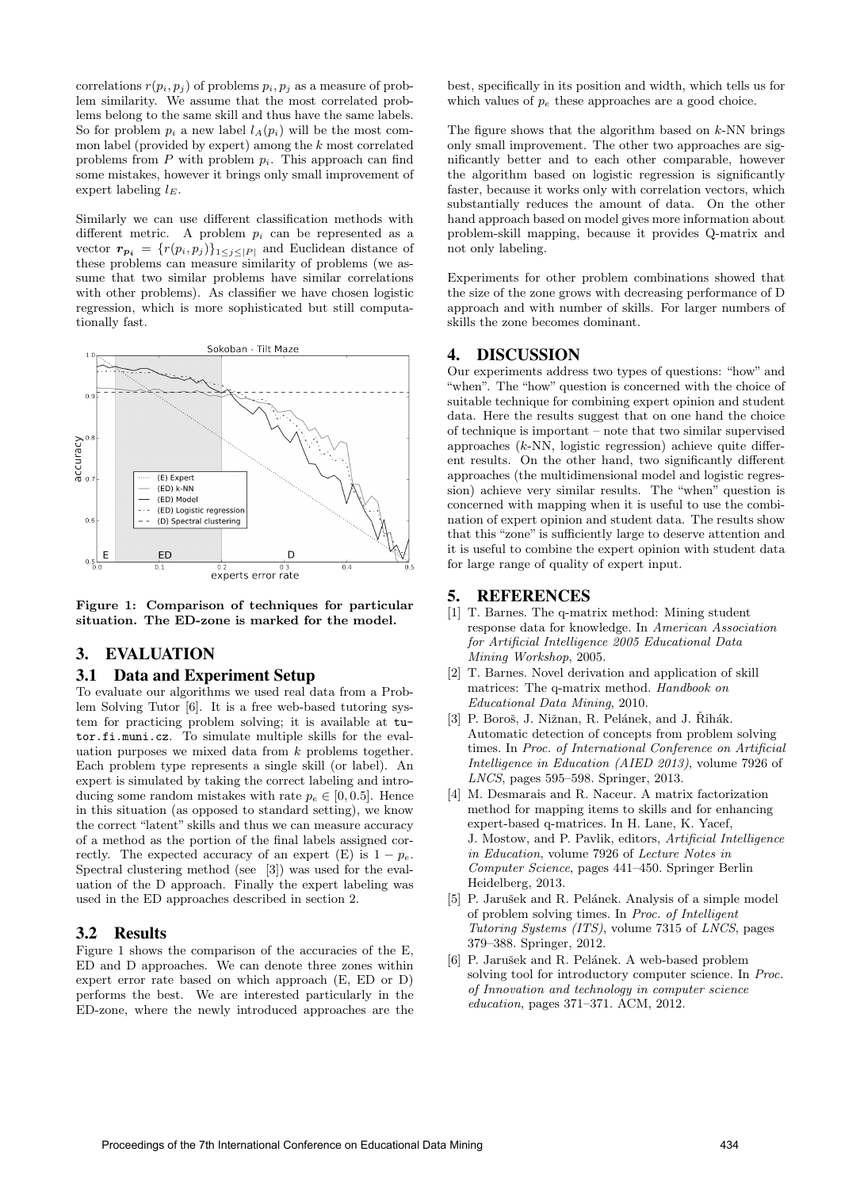correlations $r(p_i, p_j)$ of problems $p_i, p_j$ as a measure of problem similarity. We assume that the most correlated problems belong to the same skill and thus have the same labels. So for problem $p_i$ a new label $l_A(p_i)$ will be the most common label (provided by expert) among the $k$ most correlated problems from $P$ with problem $p_i$. This approach can find some mistakes, however it brings only small improvement of expert labeling $l_E$.

Similarly we can use different classification methods with different metric. A problem $p_i$ can be represented as a vector $\boldsymbol{r_{p_i}} = \{r(p_i, p_j)\}_{1 \leq j \leq |P|}$ and Euclidean distance of these problems can measure similarity of problems (we assume that two similar problems have similar correlations with other problems). As classifier we have chosen logistic regression, which is more sophisticated but still computationally fast.

Sokoban - Tilt Maze

accuracy

experts error rate

1.0
0.9
0.8
0.7
0.6
0.5

0.0
0.1
0.2
0.3
0.4
0.5

(E) Expert
(ED) k-NN
(ED) Model
(ED) Logistic regression
(D) Spectral clustering

E
ED
D

**Figure 1: Comparison of techniques for particular situation. The ED-zone is marked for the model.**

## 3. EVALUATION

### 3.1 Data and Experiment Setup

To evaluate our algorithms we used real data from a Problem Solving Tutor [6]. It is a free web-based tutoring system for practicing problem solving; it is available at `tutor.fi.muni.cz`. To simulate multiple skills for the evaluation purposes we mixed data from $k$ problems together. Each problem type represents a single skill (or label). An expert is simulated by taking the correct labeling and introducing some random mistakes with rate $p_e \in [0, 0.5]$. Hence in this situation (as opposed to standard setting), we know the correct "latent" skills and thus we can measure accuracy of a method as the portion of the final labels assigned correctly. The expected accuracy of an expert (E) is $1 - p_e$. Spectral clustering method (see [3]) was used for the evaluation of the D approach. Finally the expert labeling was used in the ED approaches described in section 2.

### 3.2 Results

Figure 1 shows the comparison of the accuracies of the E, ED and D approaches. We can denote three zones within expert error rate based on which approach (E, ED or D) performs the best. We are interested particularly in the ED-zone, where the newly introduced approaches are the best, specifically in its position and width, which tells us for which values of $p_e$ these approaches are a good choice.

The figure shows that the algorithm based on $k$-NN brings only small improvement. The other two approaches are significantly better and to each other comparable, however the algorithm based on logistic regression is significantly faster, because it works only with correlation vectors, which substantially reduces the amount of data. On the other hand approach based on model gives more information about problem-skill mapping, because it provides Q-matrix and not only labeling.

Experiments for other problem combinations showed that the size of the zone grows with decreasing performance of D approach and with number of skills. For larger numbers of skills the zone becomes dominant.

## 4. DISCUSSION

Our experiments address two types of questions: "how" and "when". The "how" question is concerned with the choice of suitable technique for combining expert opinion and student data. Here the results suggest that on one hand the choice of technique is important – note that two similar supervised approaches ($k$-NN, logistic regression) achieve quite different results. On the other hand, two significantly different approaches (the multidimensional model and logistic regression) achieve very similar results. The "when" question is concerned with mapping when it is useful to use the combination of expert opinion and student data. The results show that this "zone" is sufficiently large to deserve attention and it is useful to combine the expert opinion with student data for large range of quality of expert input.

## 5. REFERENCES

[1] T. Barnes. The q-matrix method: Mining student response data for knowledge. In *American Association for Artificial Intelligence 2005 Educational Data Mining Workshop*, 2005.

[2] T. Barnes. Novel derivation and application of skill matrices: The q-matrix method. *Handbook on Educational Data Mining*, 2010.

[3] P. Boroš, J. Nižnan, R. Pelánek, and J. Řihák. Automatic detection of concepts from problem solving times. In *Proc. of International Conference on Artificial Intelligence in Education (AIED 2013)*, volume 7926 of *LNCS*, pages 595–598. Springer, 2013.

[4] M. Desmarais and R. Naceur. A matrix factorization method for mapping items to skills and for enhancing expert-based q-matrices. In H. Lane, K. Yacef, J. Mostow, and P. Pavlik, editors, *Artificial Intelligence in Education*, volume 7926 of *Lecture Notes in Computer Science*, pages 441–450. Springer Berlin Heidelberg, 2013.

[5] P. Jarušek and R. Pelánek. Analysis of a simple model of problem solving times. In *Proc. of Intelligent Tutoring Systems (ITS)*, volume 7315 of *LNCS*, pages 379–388. Springer, 2012.

[6] P. Jarušek and R. Pelánek. A web-based problem solving tool for introductory computer science. In *Proc. of Innovation and technology in computer science education*, pages 371–371. ACM, 2012.